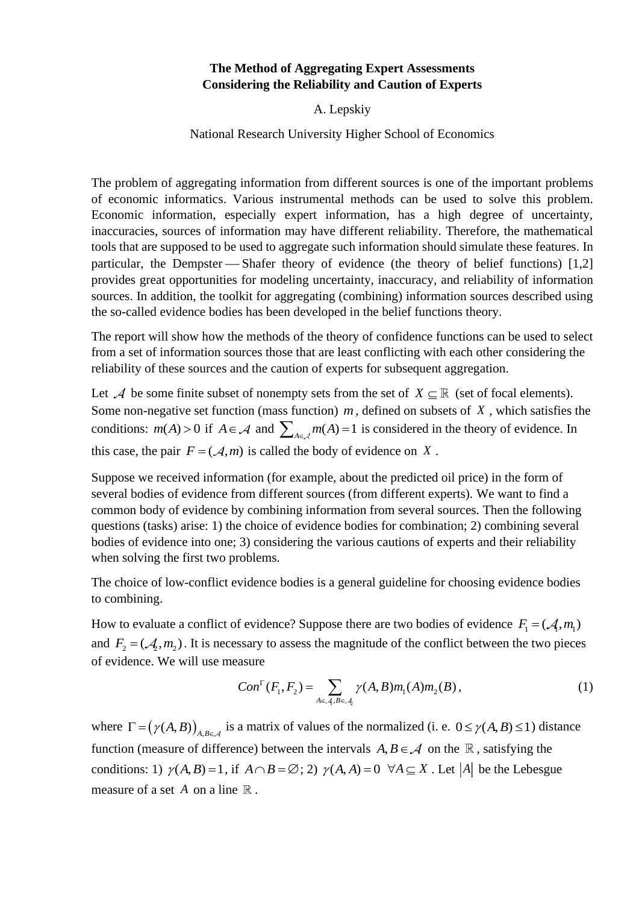# The Method of Aggregating Expert Assessments Considering the Reliability and Caution of Experts

A. Lepskiy

National Research University Higher School of Economics

The problem of aggregating information from different sources is one of the important problems of economic informatics. Various instrumental methods can be used to solve this problem. Economic information, especially expert information, has a high degree of uncertainty, inaccuracies, sources of information may have different reliability. Therefore, the mathematical tools that are supposed to be used to aggregate such information should simulate these features. In particular, the Dempster — Shafer theory of evidence (the theory of belief functions) [1,2] provides great opportunities for modeling uncertainty, inaccuracy, and reliability of information sources. In addition, the toolkit for aggregating (combining) information sources described using the so-called evidence bodies has been developed in the belief functions theory.

The report will show how the methods of the theory of confidence functions can be used to select from a set of information sources those that are least conflicting with each other considering the reliability of these sources and the caution of experts for subsequent aggregation.

Let $\mathcal{A}$ be some finite subset of nonempty sets from the set of $X \subseteq \mathbb{R}$ (set of focal elements). Some non-negative set function (mass function) $m$, defined on subsets of $X$, which satisfies the conditions: $m(A) > 0$ if $A \in \mathcal{A}$ and $\sum_{A \in \mathcal{A}} m(A) = 1$ is considered in the theory of evidence. In this case, the pair $F = (\mathcal{A}, m)$ is called the body of evidence on $X$.

Suppose we received information (for example, about the predicted oil price) in the form of several bodies of evidence from different sources (from different experts). We want to find a common body of evidence by combining information from several sources. Then the following questions (tasks) arise: 1) the choice of evidence bodies for combination; 2) combining several bodies of evidence into one; 3) considering the various cautions of experts and their reliability when solving the first two problems.

The choice of low-conflict evidence bodies is a general guideline for choosing evidence bodies to combining.

How to evaluate a conflict of evidence? Suppose there are two bodies of evidence $F_1 = (\mathcal{A}_1, m_1)$ and $F_2 = (\mathcal{A}_2, m_2)$. It is necessary to assess the magnitude of the conflict between the two pieces of evidence. We will use measure

$$Con^{\Gamma}(F_1, F_2) = \sum_{A \in \mathcal{A}_1, B \in \mathcal{A}_2} \gamma(A, B) m_1(A) m_2(B), \tag{1}$$

where $\Gamma = \left(\gamma(A, B)\right)_{A, B \in \mathcal{A}}$ is a matrix of values of the normalized (i. e. $0 \le \gamma(A, B) \le 1$) distance function (measure of difference) between the intervals $A, B \in \mathcal{A}$ on the $\mathbb{R}$, satisfying the conditions: 1) $\gamma(A, B) = 1$, if $A \cap B = \varnothing$; 2) $\gamma(A, A) = 0$ $\forall A \subseteq X$. Let $|A|$ be the Lebesgue measure of a set $A$ on a line $\mathbb{R}$.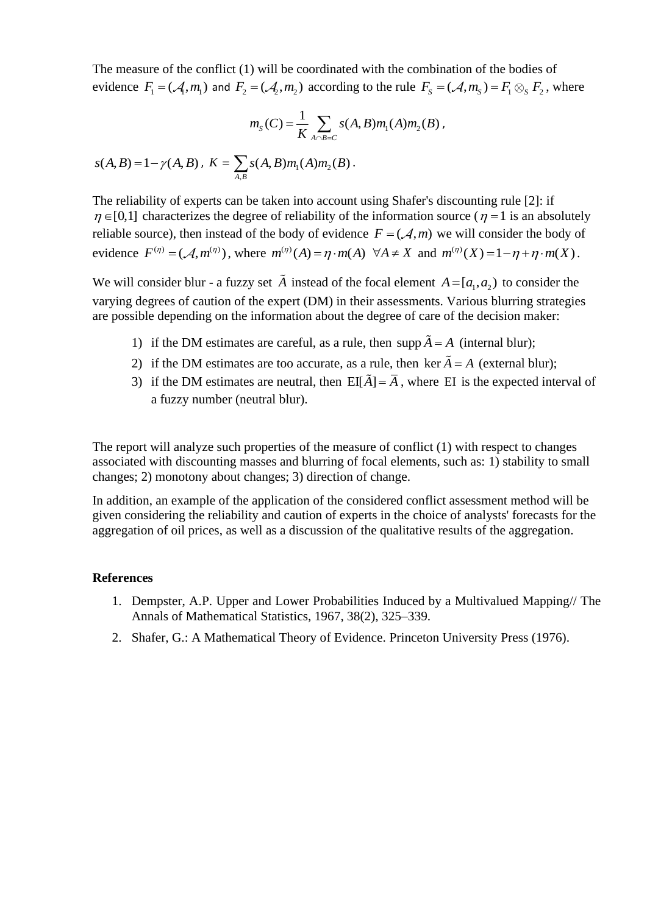The measure of the conflict (1) will be coordinated with the combination of the bodies of evidence $F_1 = (\mathcal{A}_1, m_1)$ and $F_2 = (\mathcal{A}_2, m_2)$ according to the rule $F_S = (\mathcal{A}, m_S) = F_1 \otimes_S F_2$, where

$$m_S(C) = \frac{1}{K} \sum_{A \cap B = C} s(A,B) m_1(A) m_2(B),$$

$s(A,B) = 1 - \gamma(A,B)$, $K = \sum_{A,B} s(A,B) m_1(A) m_2(B)$.

The reliability of experts can be taken into account using Shafer's discounting rule [2]: if $\eta \in [0,1]$ characterizes the degree of reliability of the information source ($\eta = 1$ is an absolutely reliable source), then instead of the body of evidence $F = (\mathcal{A}, m)$ we will consider the body of evidence $F^{(\eta)} = (\mathcal{A}, m^{(\eta)})$, where $m^{(\eta)}(A) = \eta \cdot m(A)$ $\forall A \neq X$ and $m^{(\eta)}(X) = 1 - \eta + \eta \cdot m(X)$.

We will consider blur - a fuzzy set $\tilde{A}$ instead of the focal element $A = [a_1, a_2)$ to consider the varying degrees of caution of the expert (DM) in their assessments. Various blurring strategies are possible depending on the information about the degree of care of the decision maker:

1) if the DM estimates are careful, as a rule, then $\operatorname{supp} \tilde{A} = A$ (internal blur);
2) if the DM estimates are too accurate, as a rule, then $\ker \tilde{A} = A$ (external blur);
3) if the DM estimates are neutral, then $\mathrm{EI}[\tilde{A}] = \overline{A}$, where $\mathrm{EI}$ is the expected interval of a fuzzy number (neutral blur).

The report will analyze such properties of the measure of conflict (1) with respect to changes associated with discounting masses and blurring of focal elements, such as: 1) stability to small changes; 2) monotony about changes; 3) direction of change.

In addition, an example of the application of the considered conflict assessment method will be given considering the reliability and caution of experts in the choice of analysts' forecasts for the aggregation of oil prices, as well as a discussion of the qualitative results of the aggregation.

**References**

1. Dempster, A.P. Upper and Lower Probabilities Induced by a Multivalued Mapping// The Annals of Mathematical Statistics, 1967, 38(2), 325–339.
2. Shafer, G.: A Mathematical Theory of Evidence. Princeton University Press (1976).